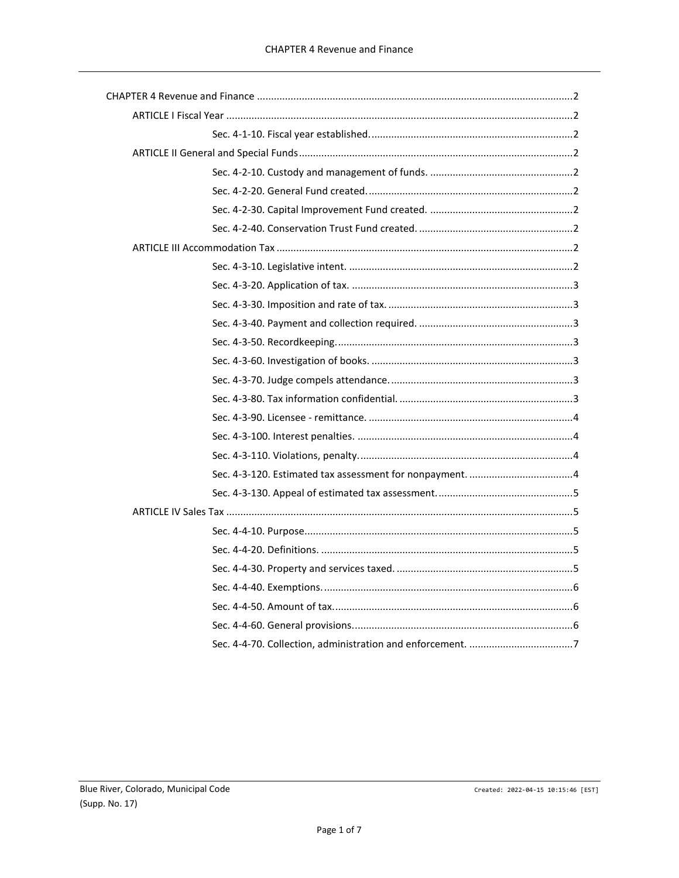CHAPTER 4 Revenue and Finance ....................................................................................................2

ARTICLE I Fiscal Year ..............................................................................................................2

Sec. 4-1-10. Fiscal year established. ........................................................................2

ARTICLE II General and Special Funds ....................................................................................2

Sec. 4-2-10. Custody and management of funds. ...................................................2

Sec. 4-2-20. General Fund created. ..........................................................................2

Sec. 4-2-30. Capital Improvement Fund created. ...................................................2

Sec. 4-2-40. Conservation Trust Fund created. .......................................................2

ARTICLE III Accommodation Tax ............................................................................................2

Sec. 4-3-10. Legislative intent. ..................................................................................2

Sec. 4-3-20. Application of tax. .................................................................................3

Sec. 4-3-30. Imposition and rate of tax. ....................................................................3

Sec. 4-3-40. Payment and collection required. .........................................................3

Sec. 4-3-50. Recordkeeping. ......................................................................................3

Sec. 4-3-60. Investigation of books. ..........................................................................3

Sec. 4-3-70. Judge compels attendance. ...................................................................3

Sec. 4-3-80. Tax information confidential. ................................................................3

Sec. 4-3-90. Licensee - remittance. ...........................................................................4

Sec. 4-3-100. Interest penalties. ...............................................................................4

Sec. 4-3-110. Violations, penalty. ..............................................................................4

Sec. 4-3-120. Estimated tax assessment for nonpayment. ......................................4

Sec. 4-3-130. Appeal of estimated tax assessment. .................................................5

ARTICLE IV Sales Tax ..............................................................................................................5

Sec. 4-4-10. Purpose. .................................................................................................5

Sec. 4-4-20. Definitions. ............................................................................................5

Sec. 4-4-30. Property and services taxed. .................................................................5

Sec. 4-4-40. Exemptions. ...........................................................................................6

Sec. 4-4-50. Amount of tax. .......................................................................................6

Sec. 4-4-60. General provisions. ................................................................................6

Sec. 4-4-70. Collection, administration and enforcement. ......................................7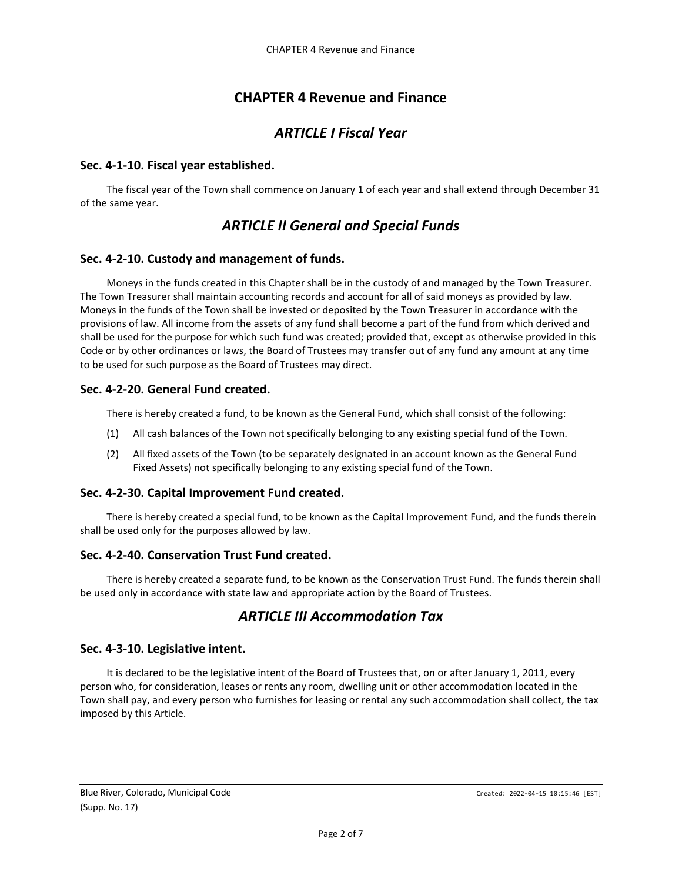# CHAPTER 4 Revenue and Finance

## *ARTICLE I Fiscal Year*

### Sec. 4-1-10. Fiscal year established.

The fiscal year of the Town shall commence on January 1 of each year and shall extend through December 31 of the same year.

## *ARTICLE II General and Special Funds*

### Sec. 4-2-10. Custody and management of funds.

Moneys in the funds created in this Chapter shall be in the custody of and managed by the Town Treasurer. The Town Treasurer shall maintain accounting records and account for all of said moneys as provided by law. Moneys in the funds of the Town shall be invested or deposited by the Town Treasurer in accordance with the provisions of law. All income from the assets of any fund shall become a part of the fund from which derived and shall be used for the purpose for which such fund was created; provided that, except as otherwise provided in this Code or by other ordinances or laws, the Board of Trustees may transfer out of any fund any amount at any time to be used for such purpose as the Board of Trustees may direct.

### Sec. 4-2-20. General Fund created.

There is hereby created a fund, to be known as the General Fund, which shall consist of the following:

(1) All cash balances of the Town not specifically belonging to any existing special fund of the Town.

(2) All fixed assets of the Town (to be separately designated in an account known as the General Fund Fixed Assets) not specifically belonging to any existing special fund of the Town.

### Sec. 4-2-30. Capital Improvement Fund created.

There is hereby created a special fund, to be known as the Capital Improvement Fund, and the funds therein shall be used only for the purposes allowed by law.

### Sec. 4-2-40. Conservation Trust Fund created.

There is hereby created a separate fund, to be known as the Conservation Trust Fund. The funds therein shall be used only in accordance with state law and appropriate action by the Board of Trustees.

## *ARTICLE III Accommodation Tax*

### Sec. 4-3-10. Legislative intent.

It is declared to be the legislative intent of the Board of Trustees that, on or after January 1, 2011, every person who, for consideration, leases or rents any room, dwelling unit or other accommodation located in the Town shall pay, and every person who furnishes for leasing or rental any such accommodation shall collect, the tax imposed by this Article.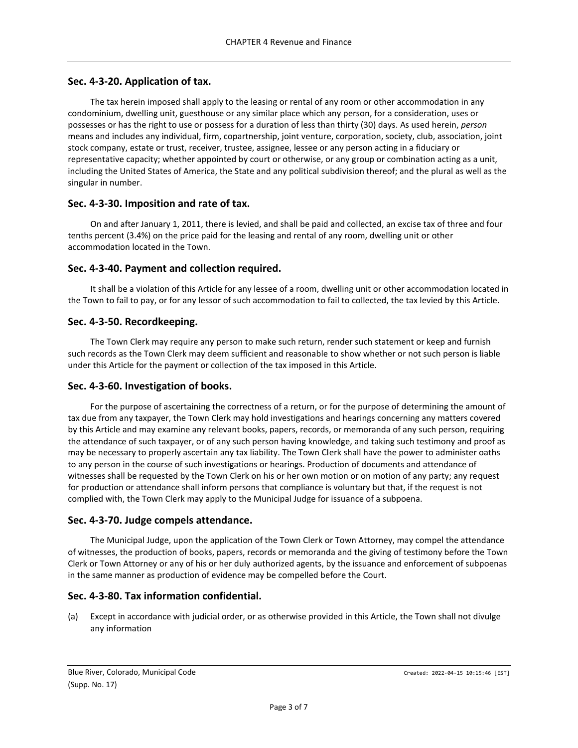## Sec. 4-3-20. Application of tax.

The tax herein imposed shall apply to the leasing or rental of any room or other accommodation in any condominium, dwelling unit, guesthouse or any similar place which any person, for a consideration, uses or possesses or has the right to use or possess for a duration of less than thirty (30) days. As used herein, *person* means and includes any individual, firm, copartnership, joint venture, corporation, society, club, association, joint stock company, estate or trust, receiver, trustee, assignee, lessee or any person acting in a fiduciary or representative capacity; whether appointed by court or otherwise, or any group or combination acting as a unit, including the United States of America, the State and any political subdivision thereof; and the plural as well as the singular in number.

## Sec. 4-3-30. Imposition and rate of tax.

On and after January 1, 2011, there is levied, and shall be paid and collected, an excise tax of three and four tenths percent (3.4%) on the price paid for the leasing and rental of any room, dwelling unit or other accommodation located in the Town.

## Sec. 4-3-40. Payment and collection required.

It shall be a violation of this Article for any lessee of a room, dwelling unit or other accommodation located in the Town to fail to pay, or for any lessor of such accommodation to fail to collected, the tax levied by this Article.

## Sec. 4-3-50. Recordkeeping.

The Town Clerk may require any person to make such return, render such statement or keep and furnish such records as the Town Clerk may deem sufficient and reasonable to show whether or not such person is liable under this Article for the payment or collection of the tax imposed in this Article.

## Sec. 4-3-60. Investigation of books.

For the purpose of ascertaining the correctness of a return, or for the purpose of determining the amount of tax due from any taxpayer, the Town Clerk may hold investigations and hearings concerning any matters covered by this Article and may examine any relevant books, papers, records, or memoranda of any such person, requiring the attendance of such taxpayer, or of any such person having knowledge, and taking such testimony and proof as may be necessary to properly ascertain any tax liability. The Town Clerk shall have the power to administer oaths to any person in the course of such investigations or hearings. Production of documents and attendance of witnesses shall be requested by the Town Clerk on his or her own motion or on motion of any party; any request for production or attendance shall inform persons that compliance is voluntary but that, if the request is not complied with, the Town Clerk may apply to the Municipal Judge for issuance of a subpoena.

## Sec. 4-3-70. Judge compels attendance.

The Municipal Judge, upon the application of the Town Clerk or Town Attorney, may compel the attendance of witnesses, the production of books, papers, records or memoranda and the giving of testimony before the Town Clerk or Town Attorney or any of his or her duly authorized agents, by the issuance and enforcement of subpoenas in the same manner as production of evidence may be compelled before the Court.

## Sec. 4-3-80. Tax information confidential.

(a) Except in accordance with judicial order, or as otherwise provided in this Article, the Town shall not divulge any information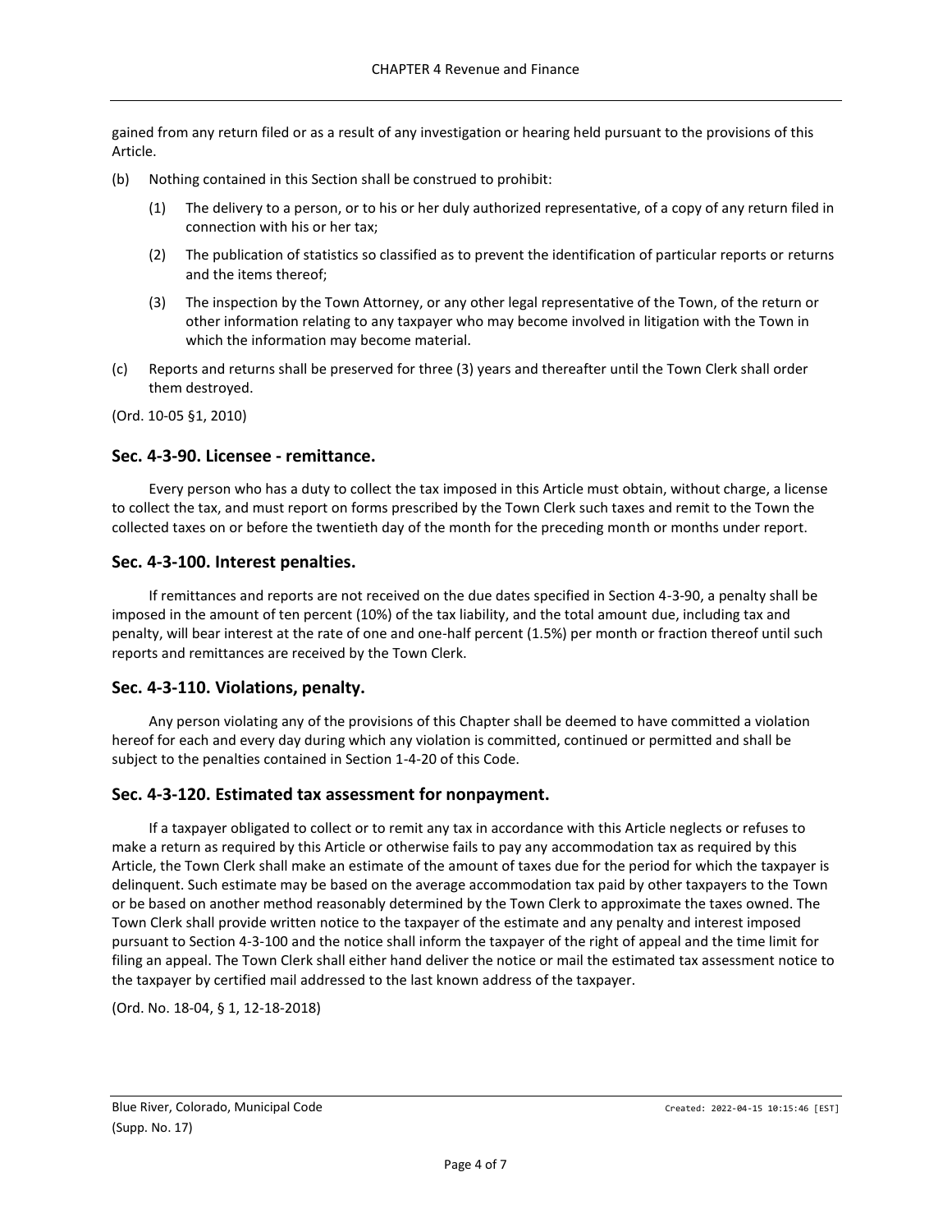gained from any return filed or as a result of any investigation or hearing held pursuant to the provisions of this Article.

(b) Nothing contained in this Section shall be construed to prohibit:

   (1) The delivery to a person, or to his or her duly authorized representative, of a copy of any return filed in connection with his or her tax;

   (2) The publication of statistics so classified as to prevent the identification of particular reports or returns and the items thereof;

   (3) The inspection by the Town Attorney, or any other legal representative of the Town, of the return or other information relating to any taxpayer who may become involved in litigation with the Town in which the information may become material.

(c) Reports and returns shall be preserved for three (3) years and thereafter until the Town Clerk shall order them destroyed.

(Ord. 10-05 §1, 2010)

## Sec. 4-3-90. Licensee - remittance.

Every person who has a duty to collect the tax imposed in this Article must obtain, without charge, a license to collect the tax, and must report on forms prescribed by the Town Clerk such taxes and remit to the Town the collected taxes on or before the twentieth day of the month for the preceding month or months under report.

## Sec. 4-3-100. Interest penalties.

If remittances and reports are not received on the due dates specified in Section 4-3-90, a penalty shall be imposed in the amount of ten percent (10%) of the tax liability, and the total amount due, including tax and penalty, will bear interest at the rate of one and one-half percent (1.5%) per month or fraction thereof until such reports and remittances are received by the Town Clerk.

## Sec. 4-3-110. Violations, penalty.

Any person violating any of the provisions of this Chapter shall be deemed to have committed a violation hereof for each and every day during which any violation is committed, continued or permitted and shall be subject to the penalties contained in Section 1-4-20 of this Code.

## Sec. 4-3-120. Estimated tax assessment for nonpayment.

If a taxpayer obligated to collect or to remit any tax in accordance with this Article neglects or refuses to make a return as required by this Article or otherwise fails to pay any accommodation tax as required by this Article, the Town Clerk shall make an estimate of the amount of taxes due for the period for which the taxpayer is delinquent. Such estimate may be based on the average accommodation tax paid by other taxpayers to the Town or be based on another method reasonably determined by the Town Clerk to approximate the taxes owned. The Town Clerk shall provide written notice to the taxpayer of the estimate and any penalty and interest imposed pursuant to Section 4-3-100 and the notice shall inform the taxpayer of the right of appeal and the time limit for filing an appeal. The Town Clerk shall either hand deliver the notice or mail the estimated tax assessment notice to the taxpayer by certified mail addressed to the last known address of the taxpayer.

(Ord. No. 18-04, § 1, 12-18-2018)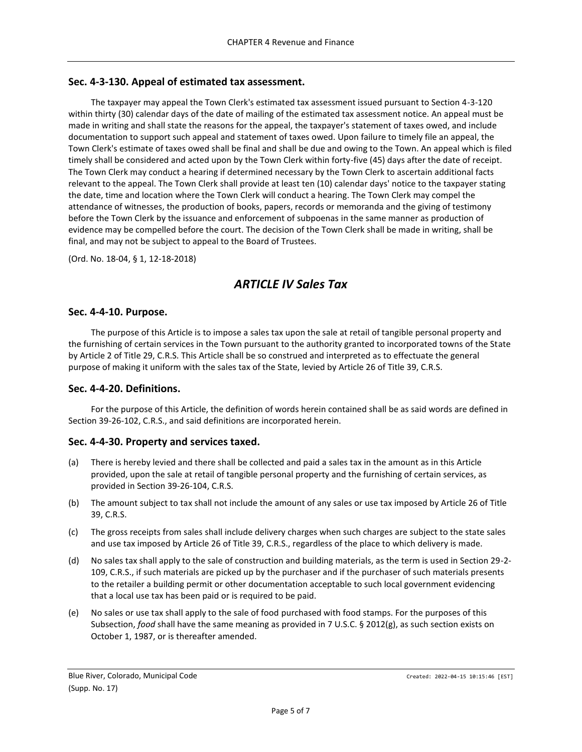### Sec. 4-3-130. Appeal of estimated tax assessment.

The taxpayer may appeal the Town Clerk's estimated tax assessment issued pursuant to Section 4-3-120 within thirty (30) calendar days of the date of mailing of the estimated tax assessment notice. An appeal must be made in writing and shall state the reasons for the appeal, the taxpayer's statement of taxes owed, and include documentation to support such appeal and statement of taxes owed. Upon failure to timely file an appeal, the Town Clerk's estimate of taxes owed shall be final and shall be due and owing to the Town. An appeal which is filed timely shall be considered and acted upon by the Town Clerk within forty-five (45) days after the date of receipt. The Town Clerk may conduct a hearing if determined necessary by the Town Clerk to ascertain additional facts relevant to the appeal. The Town Clerk shall provide at least ten (10) calendar days' notice to the taxpayer stating the date, time and location where the Town Clerk will conduct a hearing. The Town Clerk may compel the attendance of witnesses, the production of books, papers, records or memoranda and the giving of testimony before the Town Clerk by the issuance and enforcement of subpoenas in the same manner as production of evidence may be compelled before the court. The decision of the Town Clerk shall be made in writing, shall be final, and may not be subject to appeal to the Board of Trustees.

(Ord. No. 18-04, § 1, 12-18-2018)

## *ARTICLE IV Sales Tax*

### Sec. 4-4-10. Purpose.

The purpose of this Article is to impose a sales tax upon the sale at retail of tangible personal property and the furnishing of certain services in the Town pursuant to the authority granted to incorporated towns of the State by Article 2 of Title 29, C.R.S. This Article shall be so construed and interpreted as to effectuate the general purpose of making it uniform with the sales tax of the State, levied by Article 26 of Title 39, C.R.S.

### Sec. 4-4-20. Definitions.

For the purpose of this Article, the definition of words herein contained shall be as said words are defined in Section 39-26-102, C.R.S., and said definitions are incorporated herein.

### Sec. 4-4-30. Property and services taxed.

(a) There is hereby levied and there shall be collected and paid a sales tax in the amount as in this Article provided, upon the sale at retail of tangible personal property and the furnishing of certain services, as provided in Section 39-26-104, C.R.S.

(b) The amount subject to tax shall not include the amount of any sales or use tax imposed by Article 26 of Title 39, C.R.S.

(c) The gross receipts from sales shall include delivery charges when such charges are subject to the state sales and use tax imposed by Article 26 of Title 39, C.R.S., regardless of the place to which delivery is made.

(d) No sales tax shall apply to the sale of construction and building materials, as the term is used in Section 29-2-109, C.R.S., if such materials are picked up by the purchaser and if the purchaser of such materials presents to the retailer a building permit or other documentation acceptable to such local government evidencing that a local use tax has been paid or is required to be paid.

(e) No sales or use tax shall apply to the sale of food purchased with food stamps. For the purposes of this Subsection, *food* shall have the same meaning as provided in 7 U.S.C. § 2012(g), as such section exists on October 1, 1987, or is thereafter amended.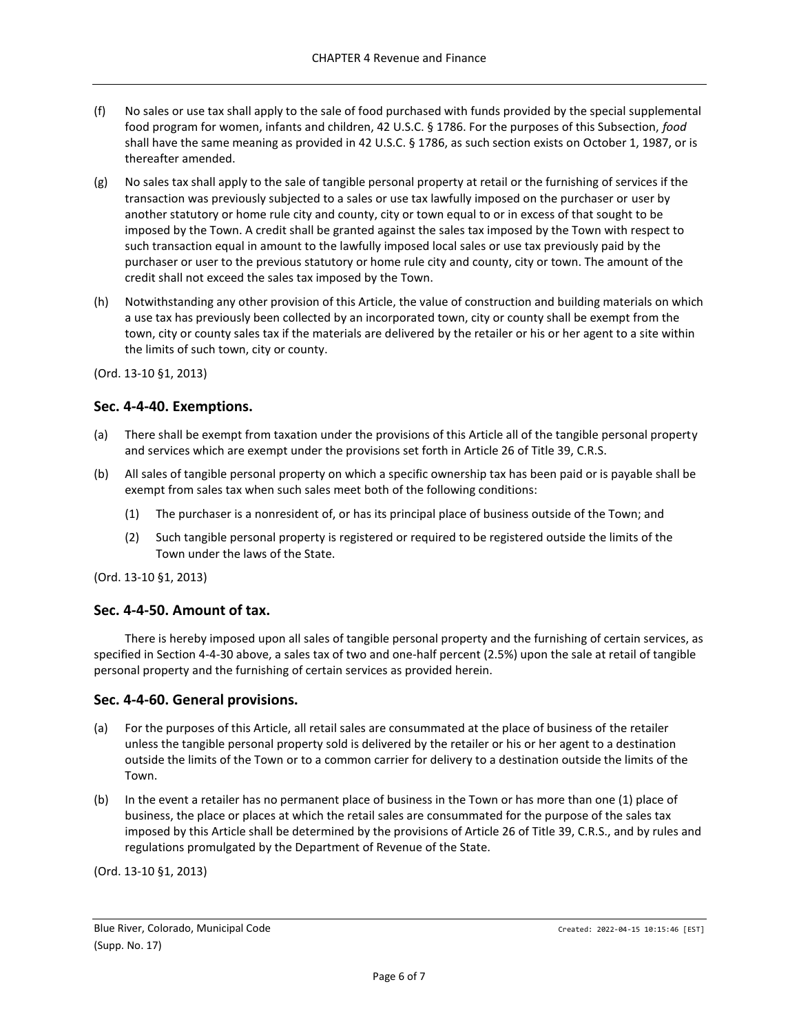(f) No sales or use tax shall apply to the sale of food purchased with funds provided by the special supplemental food program for women, infants and children, 42 U.S.C. § 1786. For the purposes of this Subsection, *food* shall have the same meaning as provided in 42 U.S.C. § 1786, as such section exists on October 1, 1987, or is thereafter amended.

(g) No sales tax shall apply to the sale of tangible personal property at retail or the furnishing of services if the transaction was previously subjected to a sales or use tax lawfully imposed on the purchaser or user by another statutory or home rule city and county, city or town equal to or in excess of that sought to be imposed by the Town. A credit shall be granted against the sales tax imposed by the Town with respect to such transaction equal in amount to the lawfully imposed local sales or use tax previously paid by the purchaser or user to the previous statutory or home rule city and county, city or town. The amount of the credit shall not exceed the sales tax imposed by the Town.

(h) Notwithstanding any other provision of this Article, the value of construction and building materials on which a use tax has previously been collected by an incorporated town, city or county shall be exempt from the town, city or county sales tax if the materials are delivered by the retailer or his or her agent to a site within the limits of such town, city or county.

(Ord. 13-10 §1, 2013)

## Sec. 4-4-40. Exemptions.

(a) There shall be exempt from taxation under the provisions of this Article all of the tangible personal property and services which are exempt under the provisions set forth in Article 26 of Title 39, C.R.S.

(b) All sales of tangible personal property on which a specific ownership tax has been paid or is payable shall be exempt from sales tax when such sales meet both of the following conditions:

   (1) The purchaser is a nonresident of, or has its principal place of business outside of the Town; and

   (2) Such tangible personal property is registered or required to be registered outside the limits of the Town under the laws of the State.

(Ord. 13-10 §1, 2013)

## Sec. 4-4-50. Amount of tax.

There is hereby imposed upon all sales of tangible personal property and the furnishing of certain services, as specified in Section 4-4-30 above, a sales tax of two and one-half percent (2.5%) upon the sale at retail of tangible personal property and the furnishing of certain services as provided herein.

## Sec. 4-4-60. General provisions.

(a) For the purposes of this Article, all retail sales are consummated at the place of business of the retailer unless the tangible personal property sold is delivered by the retailer or his or her agent to a destination outside the limits of the Town or to a common carrier for delivery to a destination outside the limits of the Town.

(b) In the event a retailer has no permanent place of business in the Town or has more than one (1) place of business, the place or places at which the retail sales are consummated for the purpose of the sales tax imposed by this Article shall be determined by the provisions of Article 26 of Title 39, C.R.S., and by rules and regulations promulgated by the Department of Revenue of the State.

(Ord. 13-10 §1, 2013)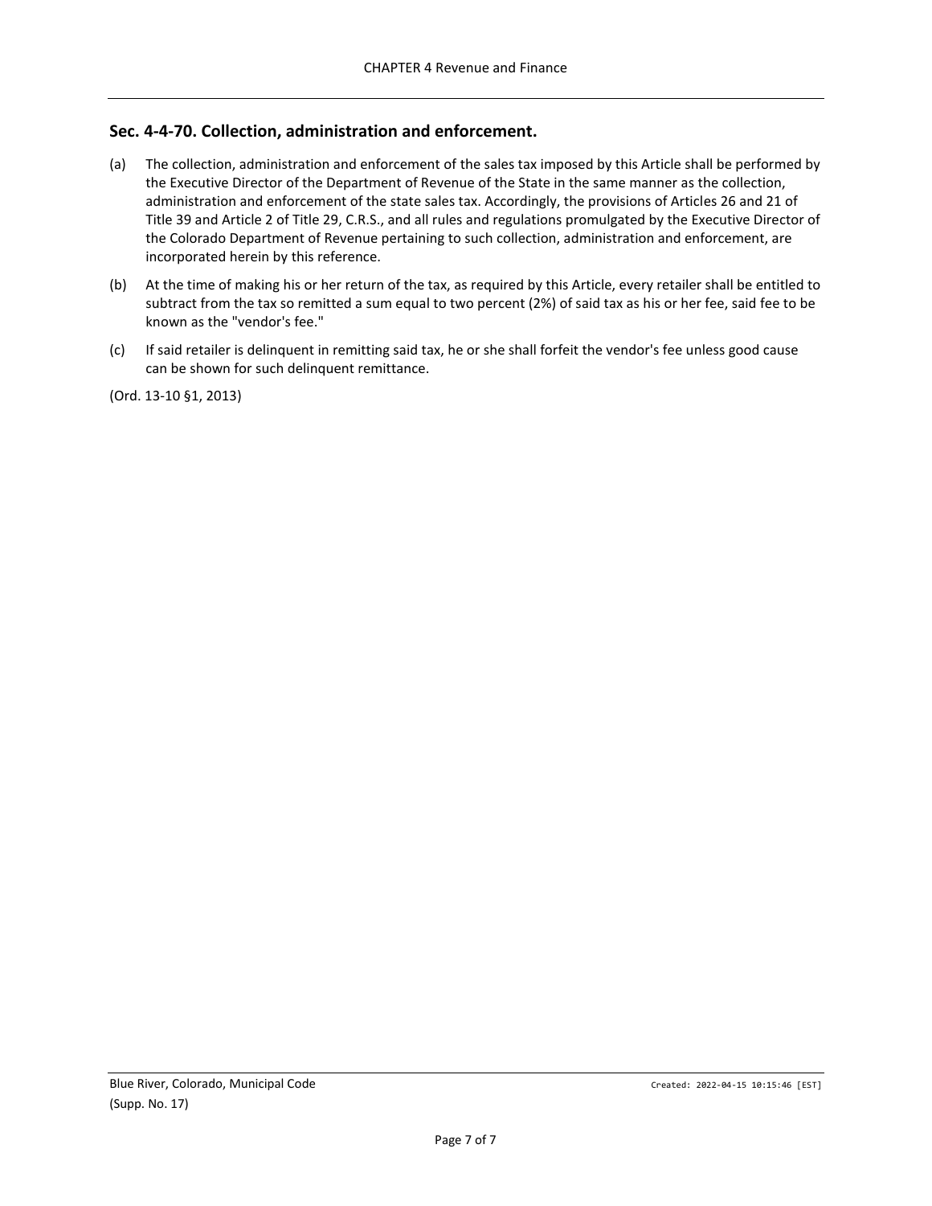## Sec. 4-4-70. Collection, administration and enforcement.

(a) The collection, administration and enforcement of the sales tax imposed by this Article shall be performed by the Executive Director of the Department of Revenue of the State in the same manner as the collection, administration and enforcement of the state sales tax. Accordingly, the provisions of Articles 26 and 21 of Title 39 and Article 2 of Title 29, C.R.S., and all rules and regulations promulgated by the Executive Director of the Colorado Department of Revenue pertaining to such collection, administration and enforcement, are incorporated herein by this reference.

(b) At the time of making his or her return of the tax, as required by this Article, every retailer shall be entitled to subtract from the tax so remitted a sum equal to two percent (2%) of said tax as his or her fee, said fee to be known as the "vendor's fee."

(c) If said retailer is delinquent in remitting said tax, he or she shall forfeit the vendor's fee unless good cause can be shown for such delinquent remittance.

(Ord. 13-10 §1, 2013)